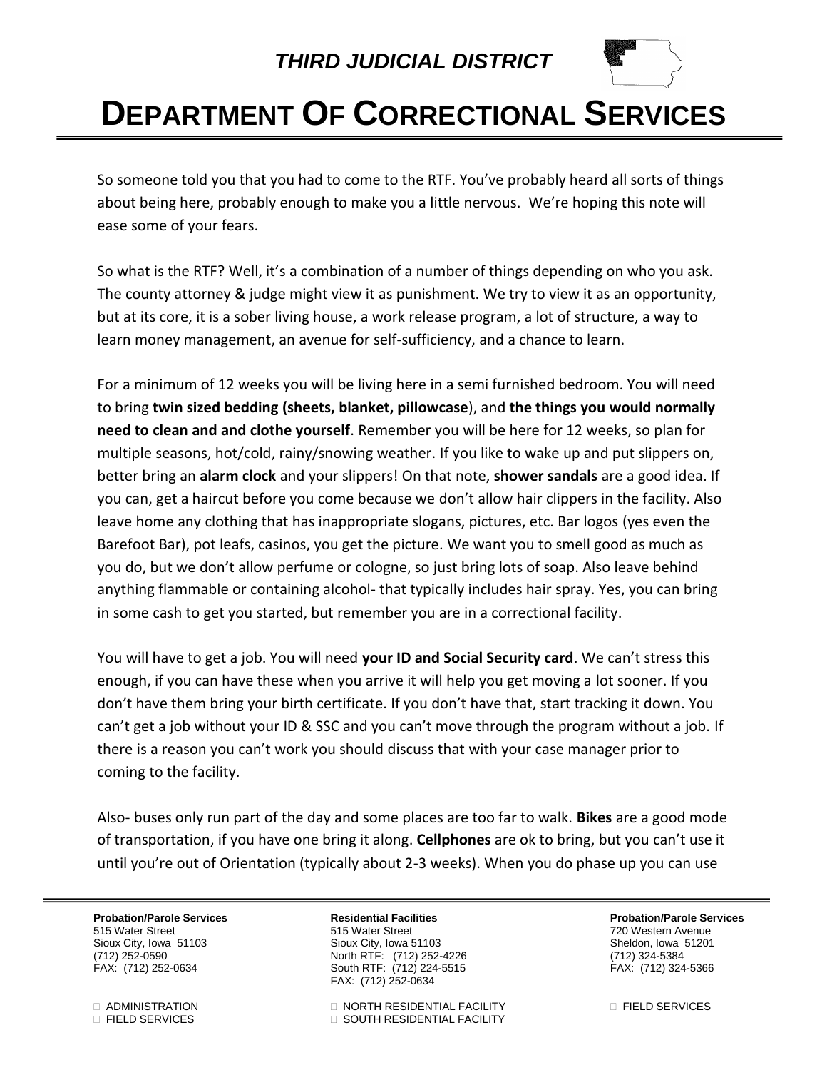*THIRD JUDICIAL DISTRICT*

# DEPARTMENT OF CORRECTIONAL SERVICES

So someone told you that you had to come to the RTF. You've probably heard all sorts of things about being here, probably enough to make you a little nervous. We're hoping this note will ease some of your fears.

So what is the RTF? Well, it's a combination of a number of things depending on who you ask. The county attorney & judge might view it as punishment. We try to view it as an opportunity, but at its core, it is a sober living house, a work release program, a lot of structure, a way to learn money management, an avenue for self-sufficiency, and a chance to learn.

For a minimum of 12 weeks you will be living here in a semi furnished bedroom. You will need to bring **twin sized bedding (sheets, blanket, pillowcase**), and **the things you would normally need to clean and and clothe yourself**. Remember you will be here for 12 weeks, so plan for multiple seasons, hot/cold, rainy/snowing weather. If you like to wake up and put slippers on, better bring an **alarm clock** and your slippers! On that note, **shower sandals** are a good idea. If you can, get a haircut before you come because we don't allow hair clippers in the facility. Also leave home any clothing that has inappropriate slogans, pictures, etc. Bar logos (yes even the Barefoot Bar), pot leafs, casinos, you get the picture. We want you to smell good as much as you do, but we don't allow perfume or cologne, so just bring lots of soap. Also leave behind anything flammable or containing alcohol- that typically includes hair spray. Yes, you can bring in some cash to get you started, but remember you are in a correctional facility.

You will have to get a job. You will need **your ID and Social Security card**. We can't stress this enough, if you can have these when you arrive it will help you get moving a lot sooner. If you don't have them bring your birth certificate. If you don't have that, start tracking it down. You can't get a job without your ID & SSC and you can't move through the program without a job. If there is a reason you can't work you should discuss that with your case manager prior to coming to the facility.

Also- buses only run part of the day and some places are too far to walk. **Bikes** are a good mode of transportation, if you have one bring it along. **Cellphones** are ok to bring, but you can't use it until you're out of Orientation (typically about 2-3 weeks). When you do phase up you can use

**Probation/Parole Services**
515 Water Street
Sioux City, Iowa 51103
(712) 252-0590
FAX: (712) 252-0634

**Residential Facilities**
515 Water Street
Sioux City, Iowa 51103
North RTF: (712) 252-4226
South RTF: (712) 224-5515
FAX: (712) 252-0634

**Probation/Parole Services**
720 Western Avenue
Sheldon, Iowa 51201
(712) 324-5384
FAX: (712) 324-5366

☐ ADMINISTRATION
☐ FIELD SERVICES

☐ NORTH RESIDENTIAL FACILITY
☐ SOUTH RESIDENTIAL FACILITY

☐ FIELD SERVICES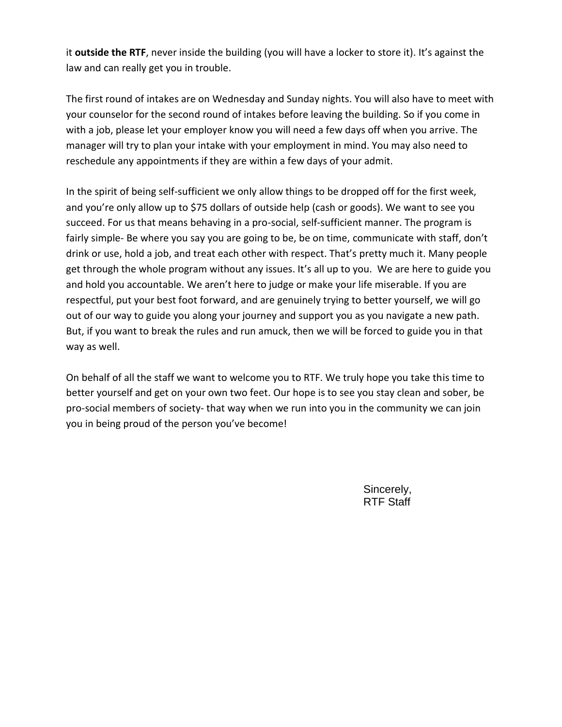it **outside the RTF**, never inside the building (you will have a locker to store it). It's against the law and can really get you in trouble.

The first round of intakes are on Wednesday and Sunday nights. You will also have to meet with your counselor for the second round of intakes before leaving the building. So if you come in with a job, please let your employer know you will need a few days off when you arrive. The manager will try to plan your intake with your employment in mind. You may also need to reschedule any appointments if they are within a few days of your admit.

In the spirit of being self-sufficient we only allow things to be dropped off for the first week, and you're only allow up to $75 dollars of outside help (cash or goods). We want to see you succeed. For us that means behaving in a pro-social, self-sufficient manner. The program is fairly simple- Be where you say you are going to be, be on time, communicate with staff, don't drink or use, hold a job, and treat each other with respect. That's pretty much it. Many people get through the whole program without any issues. It's all up to you. We are here to guide you and hold you accountable. We aren't here to judge or make your life miserable. If you are respectful, put your best foot forward, and are genuinely trying to better yourself, we will go out of our way to guide you along your journey and support you as you navigate a new path. But, if you want to break the rules and run amuck, then we will be forced to guide you in that way as well.

On behalf of all the staff we want to welcome you to RTF. We truly hope you take this time to better yourself and get on your own two feet. Our hope is to see you stay clean and sober, be pro-social members of society- that way when we run into you in the community we can join you in being proud of the person you've become!

Sincerely,
RTF Staff